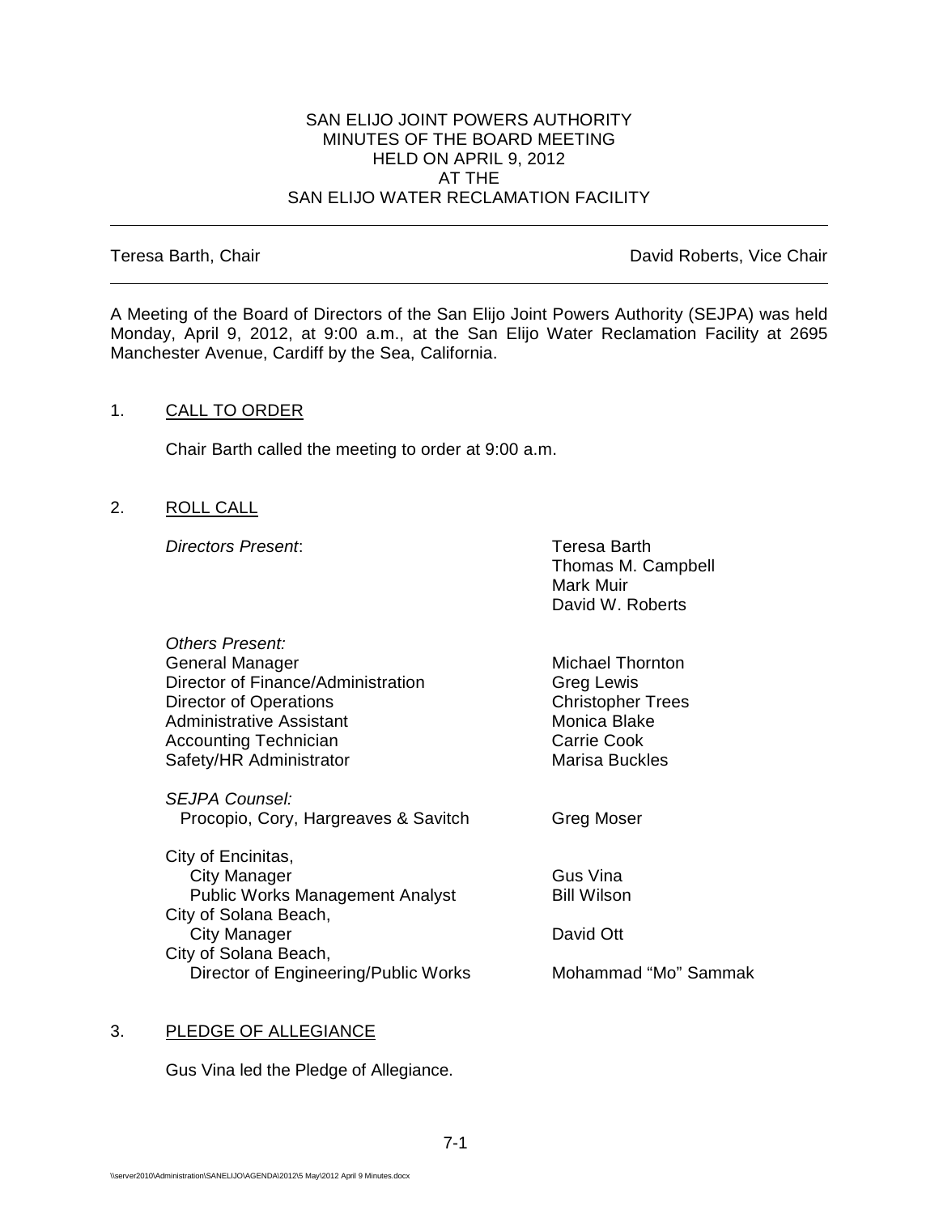SAN ELIJO JOINT POWERS AUTHORITY
MINUTES OF THE BOARD MEETING
HELD ON APRIL 9, 2012
AT THE
SAN ELIJO WATER RECLAMATION FACILITY

---

Teresa Barth, Chair | David Roberts, Vice Chair

---

A Meeting of the Board of Directors of the San Elijo Joint Powers Authority (SEJPA) was held Monday, April 9, 2012, at 9:00 a.m., at the San Elijo Water Reclamation Facility at 2695 Manchester Avenue, Cardiff by the Sea, California.

1. CALL TO ORDER

   Chair Barth called the meeting to order at 9:00 a.m.

2. ROLL CALL

   *Directors Present*:
   - Teresa Barth
   - Thomas M. Campbell
   - Mark Muir
   - David W. Roberts

   *Others Present:*

   | | |
   |---|---|
   | General Manager | Michael Thornton |
   | Director of Finance/Administration | Greg Lewis |
   | Director of Operations | Christopher Trees |
   | Administrative Assistant | Monica Blake |
   | Accounting Technician | Carrie Cook |
   | Safety/HR Administrator | Marisa Buckles |

   *SEJPA Counsel:*

   | | |
   |---|---|
   | Procopio, Cory, Hargreaves & Savitch | Greg Moser |

   | | |
   |---|---|
   | City of Encinitas, | |
   | City Manager | Gus Vina |
   | Public Works Management Analyst | Bill Wilson |
   | City of Solana Beach, | |
   | City Manager | David Ott |
   | City of Solana Beach, | |
   | Director of Engineering/Public Works | Mohammad "Mo" Sammak |

3. PLEDGE OF ALLEGIANCE

   Gus Vina led the Pledge of Allegiance.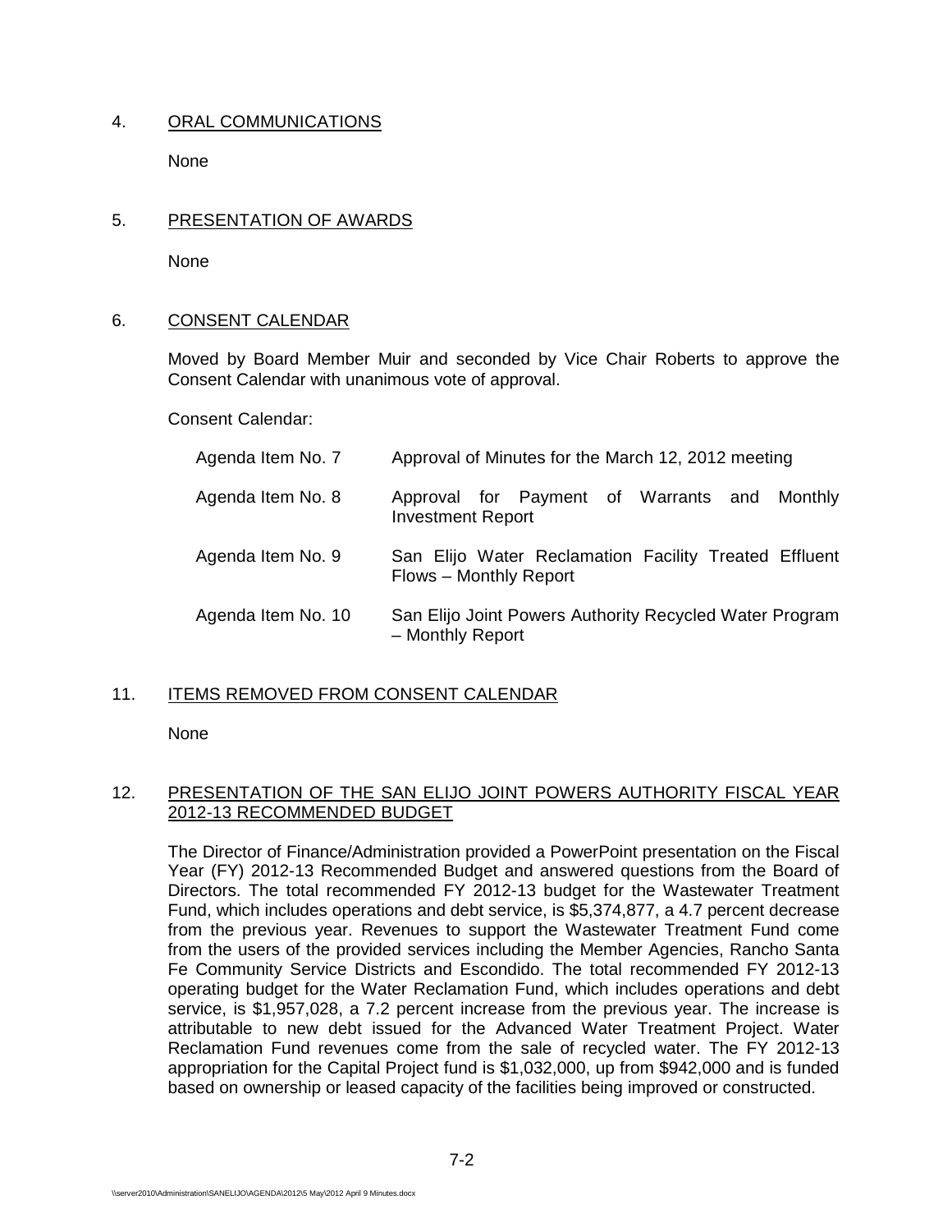4. <u>ORAL COMMUNICATIONS</u>

   None

5. <u>PRESENTATION OF AWARDS</u>

   None

6. <u>CONSENT CALENDAR</u>

   Moved by Board Member Muir and seconded by Vice Chair Roberts to approve the Consent Calendar with unanimous vote of approval.

   Consent Calendar:

| | |
|---|---|
| Agenda Item No. 7 | Approval of Minutes for the March 12, 2012 meeting |
| Agenda Item No. 8 | Approval for Payment of Warrants and Monthly Investment Report |
| Agenda Item No. 9 | San Elijo Water Reclamation Facility Treated Effluent Flows – Monthly Report |
| Agenda Item No. 10 | San Elijo Joint Powers Authority Recycled Water Program – Monthly Report |

11. <u>ITEMS REMOVED FROM CONSENT CALENDAR</u>

    None

12. <u>PRESENTATION OF THE SAN ELIJO JOINT POWERS AUTHORITY FISCAL YEAR 2012-13 RECOMMENDED BUDGET</u>

    The Director of Finance/Administration provided a PowerPoint presentation on the Fiscal Year (FY) 2012-13 Recommended Budget and answered questions from the Board of Directors. The total recommended FY 2012-13 budget for the Wastewater Treatment Fund, which includes operations and debt service, is $5,374,877, a 4.7 percent decrease from the previous year. Revenues to support the Wastewater Treatment Fund come from the users of the provided services including the Member Agencies, Rancho Santa Fe Community Service Districts and Escondido. The total recommended FY 2012-13 operating budget for the Water Reclamation Fund, which includes operations and debt service, is $1,957,028, a 7.2 percent increase from the previous year. The increase is attributable to new debt issued for the Advanced Water Treatment Project. Water Reclamation Fund revenues come from the sale of recycled water. The FY 2012-13 appropriation for the Capital Project fund is $1,032,000, up from $942,000 and is funded based on ownership or leased capacity of the facilities being improved or constructed.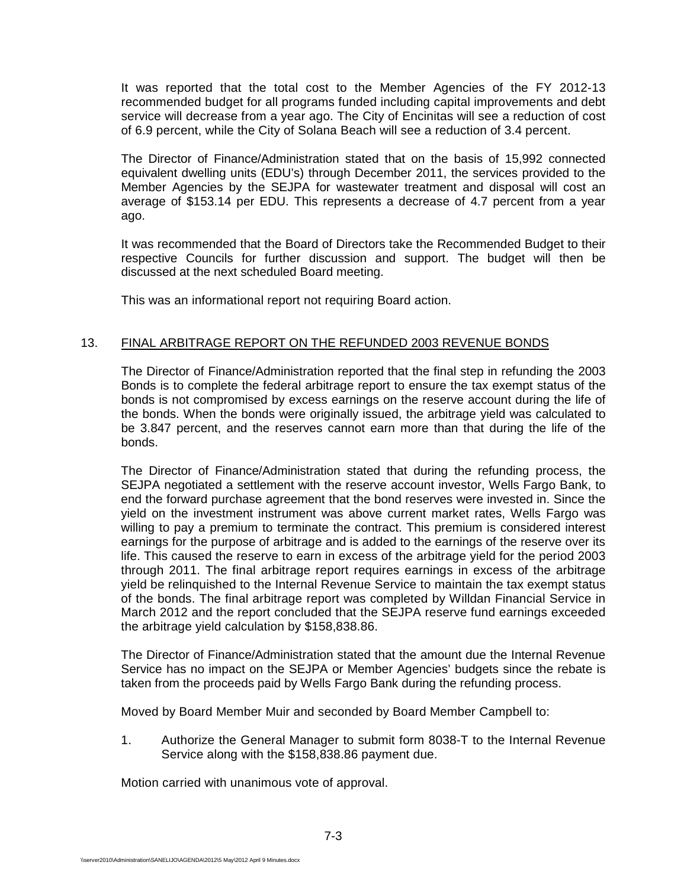It was reported that the total cost to the Member Agencies of the FY 2012-13 recommended budget for all programs funded including capital improvements and debt service will decrease from a year ago. The City of Encinitas will see a reduction of cost of 6.9 percent, while the City of Solana Beach will see a reduction of 3.4 percent.

The Director of Finance/Administration stated that on the basis of 15,992 connected equivalent dwelling units (EDU's) through December 2011, the services provided to the Member Agencies by the SEJPA for wastewater treatment and disposal will cost an average of $153.14 per EDU. This represents a decrease of 4.7 percent from a year ago.

It was recommended that the Board of Directors take the Recommended Budget to their respective Councils for further discussion and support. The budget will then be discussed at the next scheduled Board meeting.

This was an informational report not requiring Board action.

13. FINAL ARBITRAGE REPORT ON THE REFUNDED 2003 REVENUE BONDS

The Director of Finance/Administration reported that the final step in refunding the 2003 Bonds is to complete the federal arbitrage report to ensure the tax exempt status of the bonds is not compromised by excess earnings on the reserve account during the life of the bonds. When the bonds were originally issued, the arbitrage yield was calculated to be 3.847 percent, and the reserves cannot earn more than that during the life of the bonds.

The Director of Finance/Administration stated that during the refunding process, the SEJPA negotiated a settlement with the reserve account investor, Wells Fargo Bank, to end the forward purchase agreement that the bond reserves were invested in. Since the yield on the investment instrument was above current market rates, Wells Fargo was willing to pay a premium to terminate the contract. This premium is considered interest earnings for the purpose of arbitrage and is added to the earnings of the reserve over its life. This caused the reserve to earn in excess of the arbitrage yield for the period 2003 through 2011. The final arbitrage report requires earnings in excess of the arbitrage yield be relinquished to the Internal Revenue Service to maintain the tax exempt status of the bonds. The final arbitrage report was completed by Willdan Financial Service in March 2012 and the report concluded that the SEJPA reserve fund earnings exceeded the arbitrage yield calculation by $158,838.86.

The Director of Finance/Administration stated that the amount due the Internal Revenue Service has no impact on the SEJPA or Member Agencies' budgets since the rebate is taken from the proceeds paid by Wells Fargo Bank during the refunding process.

Moved by Board Member Muir and seconded by Board Member Campbell to:

1. Authorize the General Manager to submit form 8038-T to the Internal Revenue Service along with the $158,838.86 payment due.

Motion carried with unanimous vote of approval.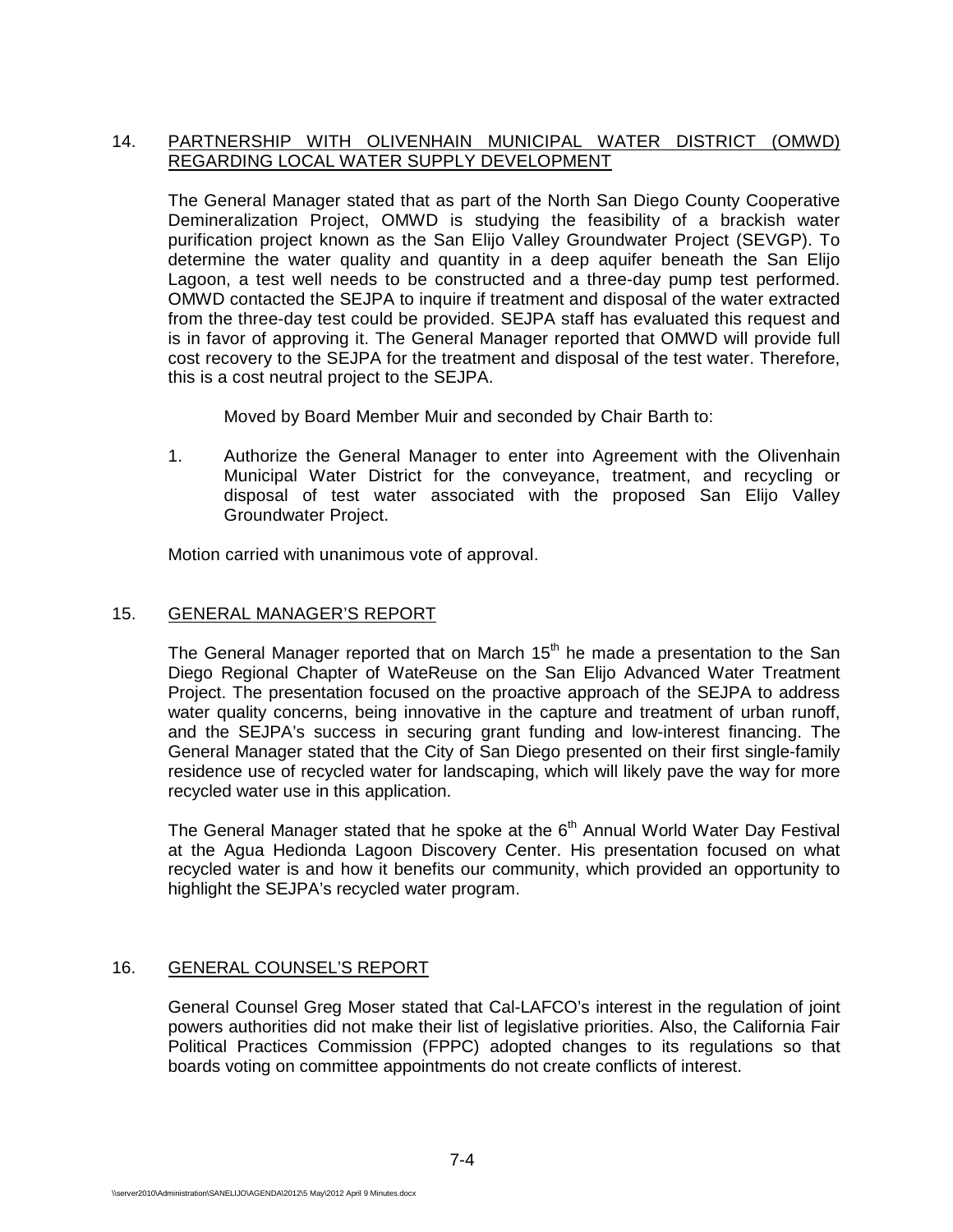14. PARTNERSHIP WITH OLIVENHAIN MUNICIPAL WATER DISTRICT (OMWD) REGARDING LOCAL WATER SUPPLY DEVELOPMENT

The General Manager stated that as part of the North San Diego County Cooperative Demineralization Project, OMWD is studying the feasibility of a brackish water purification project known as the San Elijo Valley Groundwater Project (SEVGP). To determine the water quality and quantity in a deep aquifer beneath the San Elijo Lagoon, a test well needs to be constructed and a three-day pump test performed. OMWD contacted the SEJPA to inquire if treatment and disposal of the water extracted from the three-day test could be provided. SEJPA staff has evaluated this request and is in favor of approving it. The General Manager reported that OMWD will provide full cost recovery to the SEJPA for the treatment and disposal of the test water. Therefore, this is a cost neutral project to the SEJPA.

Moved by Board Member Muir and seconded by Chair Barth to:

1. Authorize the General Manager to enter into Agreement with the Olivenhain Municipal Water District for the conveyance, treatment, and recycling or disposal of test water associated with the proposed San Elijo Valley Groundwater Project.

Motion carried with unanimous vote of approval.

15. GENERAL MANAGER'S REPORT

The General Manager reported that on March 15th he made a presentation to the San Diego Regional Chapter of WateReuse on the San Elijo Advanced Water Treatment Project. The presentation focused on the proactive approach of the SEJPA to address water quality concerns, being innovative in the capture and treatment of urban runoff, and the SEJPA's success in securing grant funding and low-interest financing. The General Manager stated that the City of San Diego presented on their first single-family residence use of recycled water for landscaping, which will likely pave the way for more recycled water use in this application.

The General Manager stated that he spoke at the 6th Annual World Water Day Festival at the Agua Hedionda Lagoon Discovery Center. His presentation focused on what recycled water is and how it benefits our community, which provided an opportunity to highlight the SEJPA's recycled water program.

16. GENERAL COUNSEL'S REPORT

General Counsel Greg Moser stated that Cal-LAFCO's interest in the regulation of joint powers authorities did not make their list of legislative priorities. Also, the California Fair Political Practices Commission (FPPC) adopted changes to its regulations so that boards voting on committee appointments do not create conflicts of interest.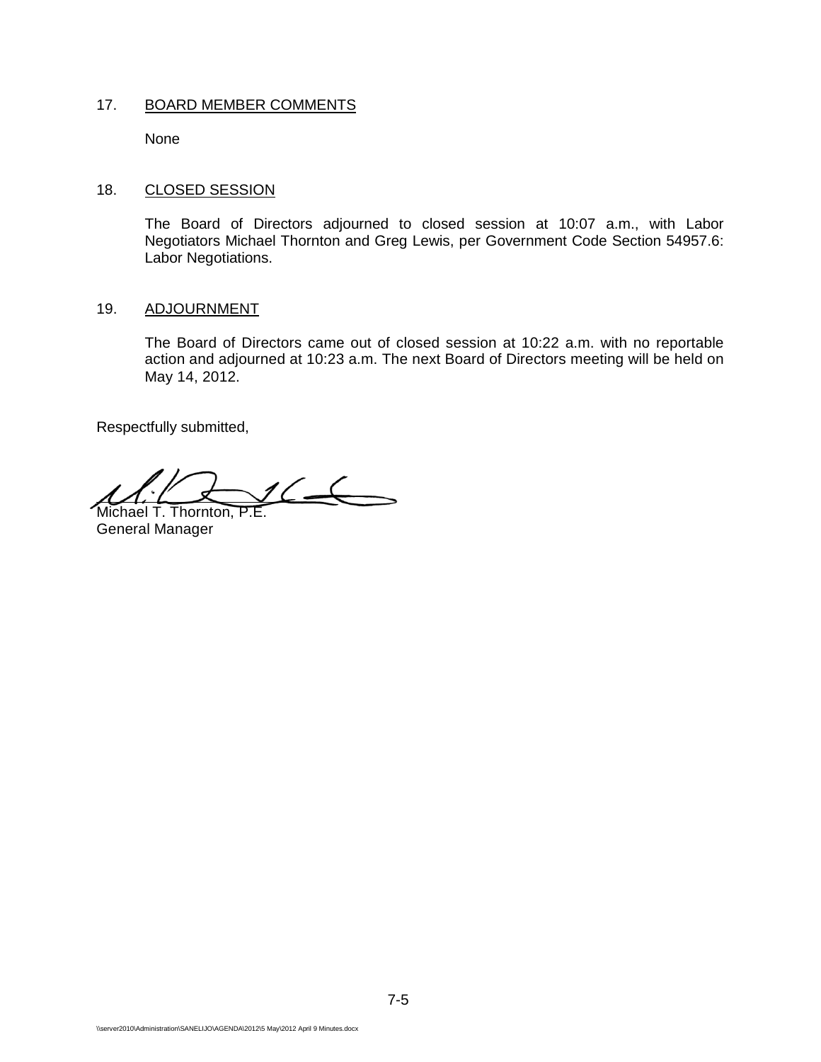17. <u>BOARD MEMBER COMMENTS</u>

    None

18. <u>CLOSED SESSION</u>

    The Board of Directors adjourned to closed session at 10:07 a.m., with Labor Negotiators Michael Thornton and Greg Lewis, per Government Code Section 54957.6: Labor Negotiations.

19. <u>ADJOURNMENT</u>

    The Board of Directors came out of closed session at 10:22 a.m. with no reportable action and adjourned at 10:23 a.m. The next Board of Directors meeting will be held on May 14, 2012.

Respectfully submitted,

Michael T. Thornton, P.E.
General Manager

\\server2010\Administration\SANELIJO\AGENDA\2012\5 May\2012 April 9 Minutes.docx